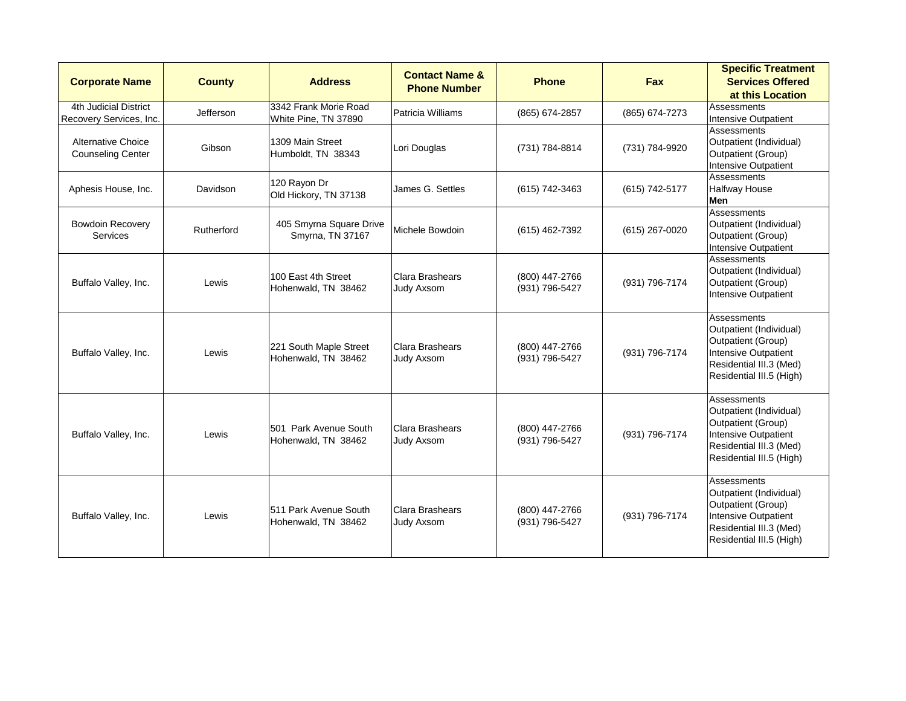| Corporate Name | County | Address | Contact Name & Phone Number | Phone | Fax | Specific Treatment Services Offered at this Location |
|---|---|---|---|---|---|---|
| 4th Judicial District Recovery Services, Inc. | Jefferson | 3342 Frank Morie Road White Pine, TN 37890 | Patricia Williams | (865) 674-2857 | (865) 674-7273 | Assessments<br>Intensive Outpatient |
| Alternative Choice Counseling Center | Gibson | 1309 Main Street Humboldt, TN 38343 | Lori Douglas | (731) 784-8814 | (731) 784-9920 | Assessments<br>Outpatient (Individual)<br>Outpatient (Group)<br>Intensive Outpatient |
| Aphesis House, Inc. | Davidson | 120 Rayon Dr Old Hickory, TN 37138 | James G. Settles | (615) 742-3463 | (615) 742-5177 | Assessments<br>Halfway House<br>**Men** |
| Bowdoin Recovery Services | Rutherford | 405 Smyrna Square Drive Smyrna, TN 37167 | Michele Bowdoin | (615) 462-7392 | (615) 267-0020 | Assessments<br>Outpatient (Individual)<br>Outpatient (Group)<br>Intensive Outpatient |
| Buffalo Valley, Inc. | Lewis | 100 East 4th Street Hohenwald, TN 38462 | Clara Brashears<br>Judy Axsom | (800) 447-2766<br>(931) 796-5427 | (931) 796-7174 | Assessments<br>Outpatient (Individual)<br>Outpatient (Group)<br>Intensive Outpatient |
| Buffalo Valley, Inc. | Lewis | 221 South Maple Street Hohenwald, TN 38462 | Clara Brashears<br>Judy Axsom | (800) 447-2766<br>(931) 796-5427 | (931) 796-7174 | Assessments<br>Outpatient (Individual)<br>Outpatient (Group)<br>Intensive Outpatient<br>Residential III.3 (Med)<br>Residential III.5 (High) |
| Buffalo Valley, Inc. | Lewis | 501 Park Avenue South Hohenwald, TN 38462 | Clara Brashears<br>Judy Axsom | (800) 447-2766<br>(931) 796-5427 | (931) 796-7174 | Assessments<br>Outpatient (Individual)<br>Outpatient (Group)<br>Intensive Outpatient<br>Residential III.3 (Med)<br>Residential III.5 (High) |
| Buffalo Valley, Inc. | Lewis | 511 Park Avenue South Hohenwald, TN 38462 | Clara Brashears<br>Judy Axsom | (800) 447-2766<br>(931) 796-5427 | (931) 796-7174 | Assessments<br>Outpatient (Individual)<br>Outpatient (Group)<br>Intensive Outpatient<br>Residential III.3 (Med)<br>Residential III.5 (High) |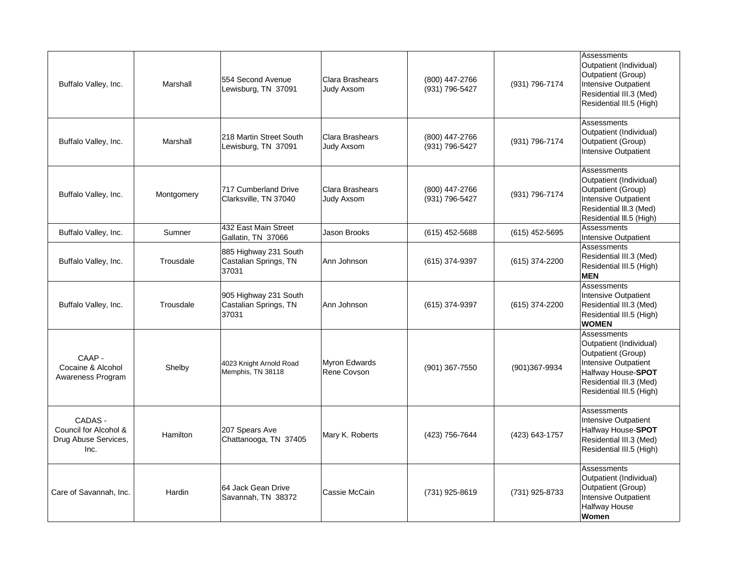| | | | | | | |
|---|---|---|---|---|---|---|
| Buffalo Valley, Inc. | Marshall | 554 Second Avenue<br>Lewisburg, TN 37091 | Clara Brashears<br>Judy Axsom | (800) 447-2766<br>(931) 796-5427 | (931) 796-7174 | Assessments<br>Outpatient (Individual)<br>Outpatient (Group)<br>Intensive Outpatient<br>Residential III.3 (Med)<br>Residential III.5 (High) |
| Buffalo Valley, Inc. | Marshall | 218 Martin Street South<br>Lewisburg, TN 37091 | Clara Brashears<br>Judy Axsom | (800) 447-2766<br>(931) 796-5427 | (931) 796-7174 | Assessments<br>Outpatient (Individual)<br>Outpatient (Group)<br>Intensive Outpatient |
| Buffalo Valley, Inc. | Montgomery | 717 Cumberland Drive<br>Clarksville, TN 37040 | Clara Brashears<br>Judy Axsom | (800) 447-2766<br>(931) 796-5427 | (931) 796-7174 | Assessments<br>Outpatient (Individual)<br>Outpatient (Group)<br>Intensive Outpatient<br>Residential lll.3 (Med)<br>Residential lll.5 (High) |
| Buffalo Valley, Inc. | Sumner | 432 East Main Street<br>Gallatin, TN 37066 | Jason Brooks | (615) 452-5688 | (615) 452-5695 | Assessments<br>Intensive Outpatient |
| Buffalo Valley, Inc. | Trousdale | 885 Highway 231 South<br>Castalian Springs, TN 37031 | Ann Johnson | (615) 374-9397 | (615) 374-2200 | Assessments<br>Residential III.3 (Med)<br>Residential III.5 (High)<br>**MEN** |
| Buffalo Valley, Inc. | Trousdale | 905 Highway 231 South<br>Castalian Springs, TN 37031 | Ann Johnson | (615) 374-9397 | (615) 374-2200 | Assessments<br>Intensive Outpatient<br>Residential III.3 (Med)<br>Residential III.5 (High)<br>**WOMEN** |
| CAAP -<br>Cocaine & Alcohol Awareness Program | Shelby | 4023 Knight Arnold Road<br>Memphis, TN 38118 | Myron Edwards<br>Rene Covson | (901) 367-7550 | (901)367-9934 | Assessments<br>Outpatient (Individual)<br>Outpatient (Group)<br>Intensive Outpatient<br>Halfway House-**SPOT**<br>Residential III.3 (Med)<br>Residential III.5 (High) |
| CADAS -<br>Council for Alcohol & Drug Abuse Services, Inc. | Hamilton | 207 Spears Ave<br>Chattanooga, TN 37405 | Mary K. Roberts | (423) 756-7644 | (423) 643-1757 | Assessments<br>Intensive Outpatient<br>Halfway House-**SPOT**<br>Residential III.3 (Med)<br>Residential III.5 (High) |
| Care of Savannah, Inc. | Hardin | 64 Jack Gean Drive<br>Savannah, TN 38372 | Cassie McCain | (731) 925-8619 | (731) 925-8733 | Assessments<br>Outpatient (Individual)<br>Outpatient (Group)<br>Intensive Outpatient<br>Halfway House<br>**Women** |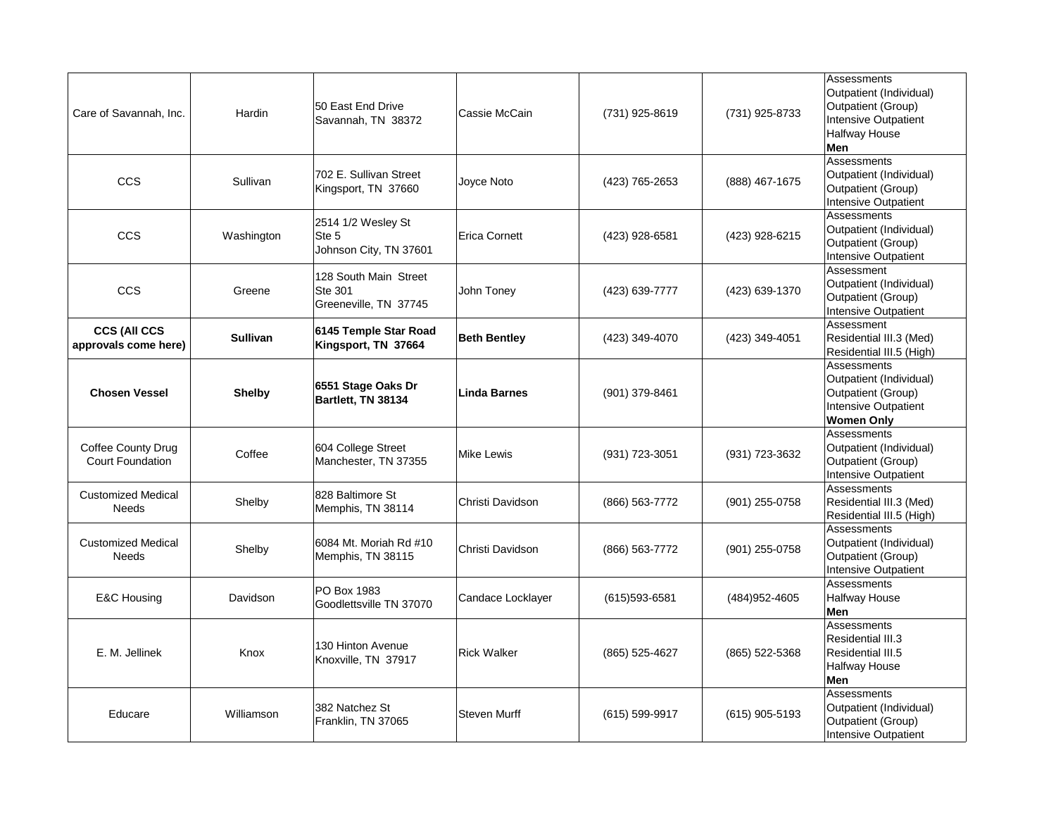| | | | | | | |
|---|---|---|---|---|---|---|
| Care of Savannah, Inc. | Hardin | 50 East End Drive<br>Savannah, TN 38372 | Cassie McCain | (731) 925-8619 | (731) 925-8733 | Assessments<br>Outpatient (Individual)<br>Outpatient (Group)<br>Intensive Outpatient<br>Halfway House<br>**Men** |
| CCS | Sullivan | 702 E. Sullivan Street<br>Kingsport, TN 37660 | Joyce Noto | (423) 765-2653 | (888) 467-1675 | Assessments<br>Outpatient (Individual)<br>Outpatient (Group)<br>Intensive Outpatient |
| CCS | Washington | 2514 1/2 Wesley St<br>Ste 5<br>Johnson City, TN 37601 | Erica Cornett | (423) 928-6581 | (423) 928-6215 | Assessments<br>Outpatient (Individual)<br>Outpatient (Group)<br>Intensive Outpatient |
| CCS | Greene | 128 South Main Street<br>Ste 301<br>Greeneville, TN 37745 | John Toney | (423) 639-7777 | (423) 639-1370 | Assessment<br>Outpatient (Individual)<br>Outpatient (Group)<br>Intensive Outpatient |
| **CCS (All CCS approvals come here)** | **Sullivan** | **6145 Temple Star Road<br>Kingsport, TN 37664** | **Beth Bentley** | (423) 349-4070 | (423) 349-4051 | Assessment<br>Residential III.3 (Med)<br>Residential III.5 (High) |
| **Chosen Vessel** | **Shelby** | **6551 Stage Oaks Dr<br>Bartlett, TN 38134** | **Linda Barnes** | (901) 379-8461 | | Assessments<br>Outpatient (Individual)<br>Outpatient (Group)<br>Intensive Outpatient<br>**Women Only** |
| Coffee County Drug Court Foundation | Coffee | 604 College Street<br>Manchester, TN 37355 | Mike Lewis | (931) 723-3051 | (931) 723-3632 | Assessments<br>Outpatient (Individual)<br>Outpatient (Group)<br>Intensive Outpatient |
| Customized Medical Needs | Shelby | 828 Baltimore St<br>Memphis, TN 38114 | Christi Davidson | (866) 563-7772 | (901) 255-0758 | Assessments<br>Residential III.3 (Med)<br>Residential III.5 (High) |
| Customized Medical Needs | Shelby | 6084 Mt. Moriah Rd #10<br>Memphis, TN 38115 | Christi Davidson | (866) 563-7772 | (901) 255-0758 | Assessments<br>Outpatient (Individual)<br>Outpatient (Group)<br>Intensive Outpatient |
| E&C Housing | Davidson | PO Box 1983<br>Goodlettsville TN 37070 | Candace Locklayer | (615)593-6581 | (484)952-4605 | Assessments<br>Halfway House<br>**Men** |
| E. M. Jellinek | Knox | 130 Hinton Avenue<br>Knoxville, TN 37917 | Rick Walker | (865) 525-4627 | (865) 522-5368 | Assessments<br>Residential III.3<br>Residential III.5<br>Halfway House<br>**Men** |
| Educare | Williamson | 382 Natchez St<br>Franklin, TN 37065 | Steven Murff | (615) 599-9917 | (615) 905-5193 | Assessments<br>Outpatient (Individual)<br>Outpatient (Group)<br>Intensive Outpatient |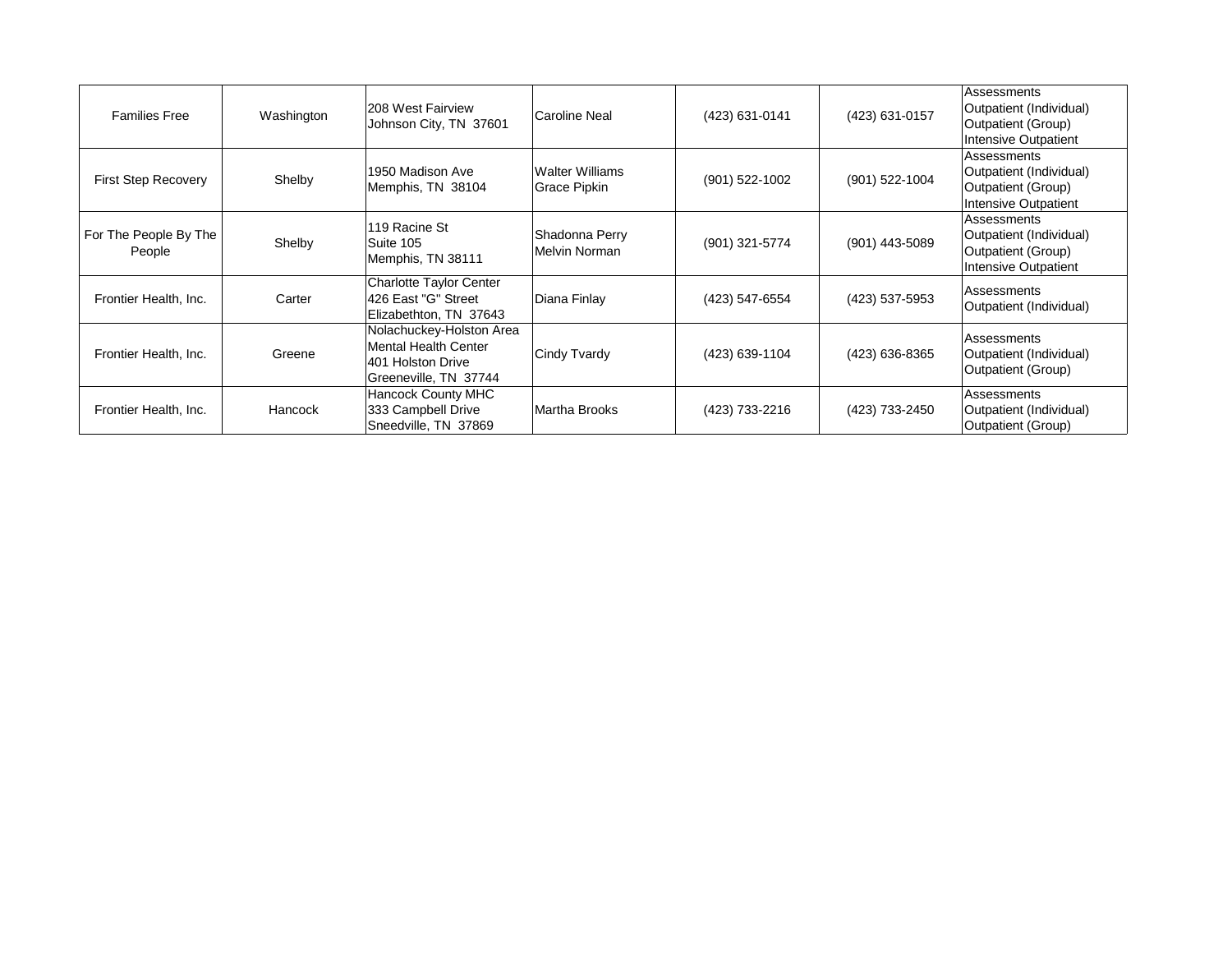| | | | | | | |
|---|---|---|---|---|---|---|
| Families Free | Washington | 208 West Fairview<br>Johnson City, TN 37601 | Caroline Neal | (423) 631-0141 | (423) 631-0157 | Assessments<br>Outpatient (Individual)<br>Outpatient (Group)<br>Intensive Outpatient |
| First Step Recovery | Shelby | 1950 Madison Ave<br>Memphis, TN 38104 | Walter Williams<br>Grace Pipkin | (901) 522-1002 | (901) 522-1004 | Assessments<br>Outpatient (Individual)<br>Outpatient (Group)<br>Intensive Outpatient |
| For The People By The People | Shelby | 119 Racine St<br>Suite 105<br>Memphis, TN 38111 | Shadonna Perry<br>Melvin Norman | (901) 321-5774 | (901) 443-5089 | Assessments<br>Outpatient (Individual)<br>Outpatient (Group)<br>Intensive Outpatient |
| Frontier Health, Inc. | Carter | Charlotte Taylor Center<br>426 East "G" Street<br>Elizabethton, TN 37643 | Diana Finlay | (423) 547-6554 | (423) 537-5953 | Assessments<br>Outpatient (Individual) |
| Frontier Health, Inc. | Greene | Nolachuckey-Holston Area Mental Health Center<br>401 Holston Drive<br>Greeneville, TN 37744 | Cindy Tvardy | (423) 639-1104 | (423) 636-8365 | Assessments<br>Outpatient (Individual)<br>Outpatient (Group) |
| Frontier Health, Inc. | Hancock | Hancock County MHC<br>333 Campbell Drive<br>Sneedville, TN 37869 | Martha Brooks | (423) 733-2216 | (423) 733-2450 | Assessments<br>Outpatient (Individual)<br>Outpatient (Group) |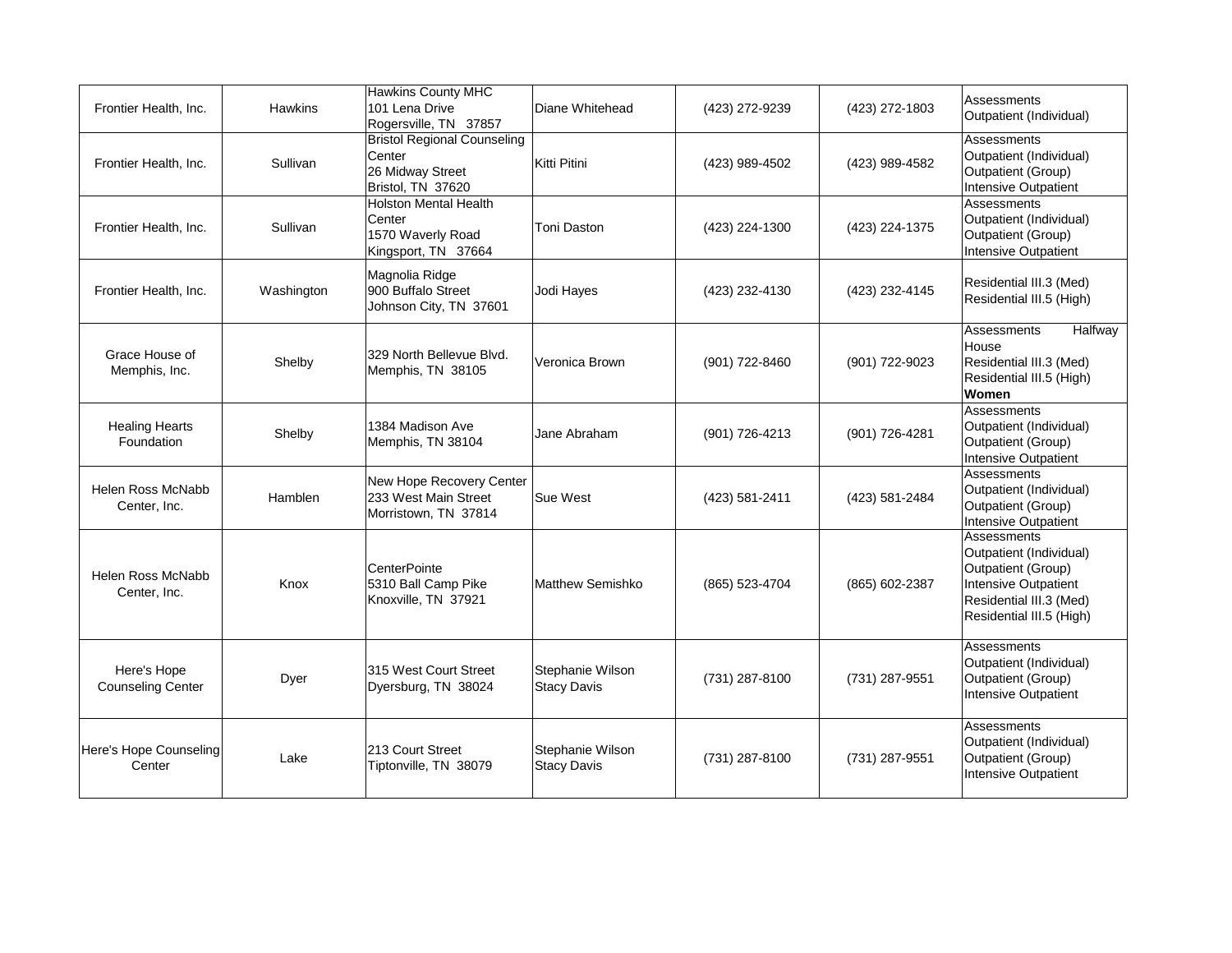| | | | | | | |
|---|---|---|---|---|---|---|
| Frontier Health, Inc. | Hawkins | Hawkins County MHC<br>101 Lena Drive<br>Rogersville, TN 37857 | Diane Whitehead | (423) 272-9239 | (423) 272-1803 | Assessments<br>Outpatient (Individual) |
| Frontier Health, Inc. | Sullivan | Bristol Regional Counseling Center<br>26 Midway Street<br>Bristol, TN 37620 | Kitti Pitini | (423) 989-4502 | (423) 989-4582 | Assessments<br>Outpatient (Individual)<br>Outpatient (Group)<br>Intensive Outpatient |
| Frontier Health, Inc. | Sullivan | Holston Mental Health Center<br>1570 Waverly Road<br>Kingsport, TN 37664 | Toni Daston | (423) 224-1300 | (423) 224-1375 | Assessments<br>Outpatient (Individual)<br>Outpatient (Group)<br>Intensive Outpatient |
| Frontier Health, Inc. | Washington | Magnolia Ridge<br>900 Buffalo Street<br>Johnson City, TN 37601 | Jodi Hayes | (423) 232-4130 | (423) 232-4145 | Residential III.3 (Med)<br>Residential III.5 (High) |
| Grace House of Memphis, Inc. | Shelby | 329 North Bellevue Blvd.<br>Memphis, TN 38105 | Veronica Brown | (901) 722-8460 | (901) 722-9023 | Assessments Halfway House<br>Residential III.3 (Med)<br>Residential III.5 (High)<br>**Women** |
| Healing Hearts Foundation | Shelby | 1384 Madison Ave<br>Memphis, TN 38104 | Jane Abraham | (901) 726-4213 | (901) 726-4281 | Assessments<br>Outpatient (Individual)<br>Outpatient (Group)<br>Intensive Outpatient |
| Helen Ross McNabb Center, Inc. | Hamblen | New Hope Recovery Center<br>233 West Main Street<br>Morristown, TN 37814 | Sue West | (423) 581-2411 | (423) 581-2484 | Assessments<br>Outpatient (Individual)<br>Outpatient (Group)<br>Intensive Outpatient |
| Helen Ross McNabb Center, Inc. | Knox | CenterPointe<br>5310 Ball Camp Pike<br>Knoxville, TN 37921 | Matthew Semishko | (865) 523-4704 | (865) 602-2387 | Assessments<br>Outpatient (Individual)<br>Outpatient (Group)<br>Intensive Outpatient<br>Residential III.3 (Med)<br>Residential III.5 (High) |
| Here's Hope Counseling Center | Dyer | 315 West Court Street<br>Dyersburg, TN 38024 | Stephanie Wilson<br>Stacy Davis | (731) 287-8100 | (731) 287-9551 | Assessments<br>Outpatient (Individual)<br>Outpatient (Group)<br>Intensive Outpatient |
| Here's Hope Counseling Center | Lake | 213 Court Street<br>Tiptonville, TN 38079 | Stephanie Wilson<br>Stacy Davis | (731) 287-8100 | (731) 287-9551 | Assessments<br>Outpatient (Individual)<br>Outpatient (Group)<br>Intensive Outpatient |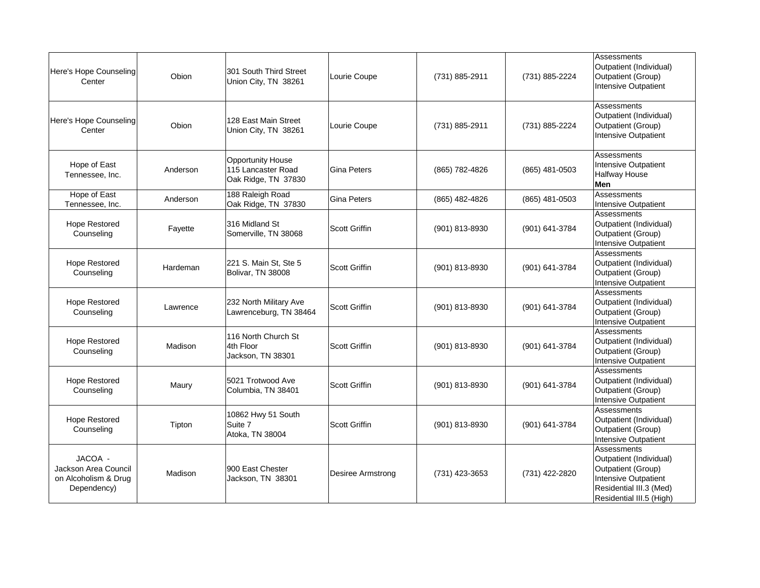| | | | | | | |
|---|---|---|---|---|---|---|
| Here's Hope Counseling Center | Obion | 301 South Third Street<br>Union City, TN 38261 | Lourie Coupe | (731) 885-2911 | (731) 885-2224 | Assessments<br>Outpatient (Individual)<br>Outpatient (Group)<br>Intensive Outpatient |
| Here's Hope Counseling Center | Obion | 128 East Main Street<br>Union City, TN 38261 | Lourie Coupe | (731) 885-2911 | (731) 885-2224 | Assessments<br>Outpatient (Individual)<br>Outpatient (Group)<br>Intensive Outpatient |
| Hope of East Tennessee, Inc. | Anderson | Opportunity House<br>115 Lancaster Road<br>Oak Ridge, TN 37830 | Gina Peters | (865) 782-4826 | (865) 481-0503 | Assessments<br>Intensive Outpatient<br>Halfway House<br>**Men** |
| Hope of East Tennessee, Inc. | Anderson | 188 Raleigh Road<br>Oak Ridge, TN 37830 | Gina Peters | (865) 482-4826 | (865) 481-0503 | Assessments<br>Intensive Outpatient |
| Hope Restored Counseling | Fayette | 316 Midland St<br>Somerville, TN 38068 | Scott Griffin | (901) 813-8930 | (901) 641-3784 | Assessments<br>Outpatient (Individual)<br>Outpatient (Group)<br>Intensive Outpatient |
| Hope Restored Counseling | Hardeman | 221 S. Main St, Ste 5<br>Bolivar, TN 38008 | Scott Griffin | (901) 813-8930 | (901) 641-3784 | Assessments<br>Outpatient (Individual)<br>Outpatient (Group)<br>Intensive Outpatient |
| Hope Restored Counseling | Lawrence | 232 North Military Ave<br>Lawrenceburg, TN 38464 | Scott Griffin | (901) 813-8930 | (901) 641-3784 | Assessments<br>Outpatient (Individual)<br>Outpatient (Group)<br>Intensive Outpatient |
| Hope Restored Counseling | Madison | 116 North Church St<br>4th Floor<br>Jackson, TN 38301 | Scott Griffin | (901) 813-8930 | (901) 641-3784 | Assessments<br>Outpatient (Individual)<br>Outpatient (Group)<br>Intensive Outpatient |
| Hope Restored Counseling | Maury | 5021 Trotwood Ave<br>Columbia, TN 38401 | Scott Griffin | (901) 813-8930 | (901) 641-3784 | Assessments<br>Outpatient (Individual)<br>Outpatient (Group)<br>Intensive Outpatient |
| Hope Restored Counseling | Tipton | 10862 Hwy 51 South<br>Suite 7<br>Atoka, TN 38004 | Scott Griffin | (901) 813-8930 | (901) 641-3784 | Assessments<br>Outpatient (Individual)<br>Outpatient (Group)<br>Intensive Outpatient |
| JACOA -<br>Jackson Area Council on Alcoholism & Drug Dependency) | Madison | 900 East Chester<br>Jackson, TN 38301 | Desiree Armstrong | (731) 423-3653 | (731) 422-2820 | Assessments<br>Outpatient (Individual)<br>Outpatient (Group)<br>Intensive Outpatient<br>Residential III.3 (Med)<br>Residential III.5 (High) |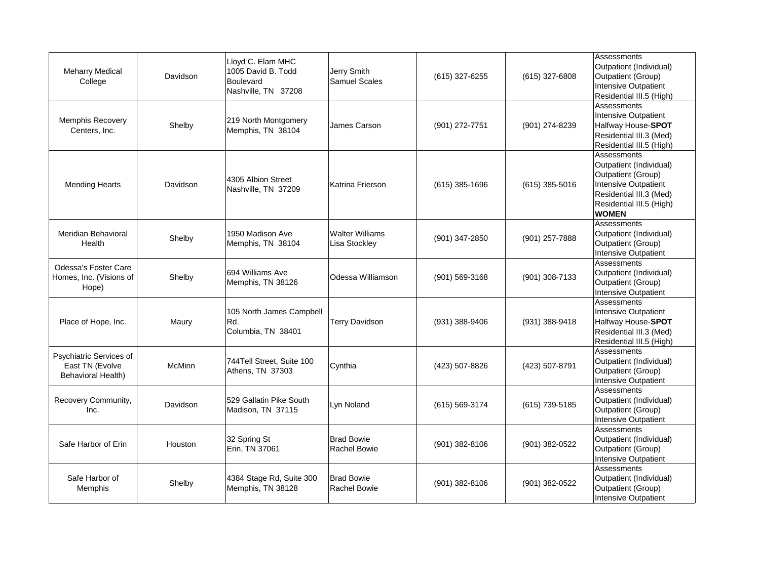| Meharry Medical College | Davidson | Lloyd C. Elam MHC<br>1005 David B. Todd Boulevard<br>Nashville, TN 37208 | Jerry Smith<br>Samuel Scales | (615) 327-6255 | (615) 327-6808 | Assessments<br>Outpatient (Individual)<br>Outpatient (Group)<br>Intensive Outpatient<br>Residential III.5 (High) |
|---|---|---|---|---|---|---|
| Memphis Recovery Centers, Inc. | Shelby | 219 North Montgomery<br>Memphis, TN 38104 | James Carson | (901) 272-7751 | (901) 274-8239 | Assessments<br>Intensive Outpatient<br>Halfway House-**SPOT**<br>Residential III.3 (Med)<br>Residential III.5 (High) |
| Mending Hearts | Davidson | 4305 Albion Street<br>Nashville, TN 37209 | Katrina Frierson | (615) 385-1696 | (615) 385-5016 | Assessments<br>Outpatient (Individual)<br>Outpatient (Group)<br>Intensive Outpatient<br>Residential III.3 (Med)<br>Residential III.5 (High)<br>**WOMEN** |
| Meridian Behavioral Health | Shelby | 1950 Madison Ave<br>Memphis, TN 38104 | Walter Williams<br>Lisa Stockley | (901) 347-2850 | (901) 257-7888 | Assessments<br>Outpatient (Individual)<br>Outpatient (Group)<br>Intensive Outpatient |
| Odessa's Foster Care Homes, Inc. (Visions of Hope) | Shelby | 694 Williams Ave<br>Memphis, TN 38126 | Odessa Williamson | (901) 569-3168 | (901) 308-7133 | Assessments<br>Outpatient (Individual)<br>Outpatient (Group)<br>Intensive Outpatient |
| Place of Hope, Inc. | Maury | 105 North James Campbell Rd.<br>Columbia, TN 38401 | Terry Davidson | (931) 388-9406 | (931) 388-9418 | Assessments<br>Intensive Outpatient<br>Halfway House-**SPOT**<br>Residential III.3 (Med)<br>Residential III.5 (High) |
| Psychiatric Services of East TN (Evolve Behavioral Health) | McMinn | 744Tell Street, Suite 100<br>Athens, TN 37303 | Cynthia | (423) 507-8826 | (423) 507-8791 | Assessments<br>Outpatient (Individual)<br>Outpatient (Group)<br>Intensive Outpatient |
| Recovery Community, Inc. | Davidson | 529 Gallatin Pike South<br>Madison, TN 37115 | Lyn Noland | (615) 569-3174 | (615) 739-5185 | Assessments<br>Outpatient (Individual)<br>Outpatient (Group)<br>Intensive Outpatient |
| Safe Harbor of Erin | Houston | 32 Spring St<br>Erin, TN 37061 | Brad Bowie<br>Rachel Bowie | (901) 382-8106 | (901) 382-0522 | Assessments<br>Outpatient (Individual)<br>Outpatient (Group)<br>Intensive Outpatient |
| Safe Harbor of Memphis | Shelby | 4384 Stage Rd, Suite 300<br>Memphis, TN 38128 | Brad Bowie<br>Rachel Bowie | (901) 382-8106 | (901) 382-0522 | Assessments<br>Outpatient (Individual)<br>Outpatient (Group)<br>Intensive Outpatient |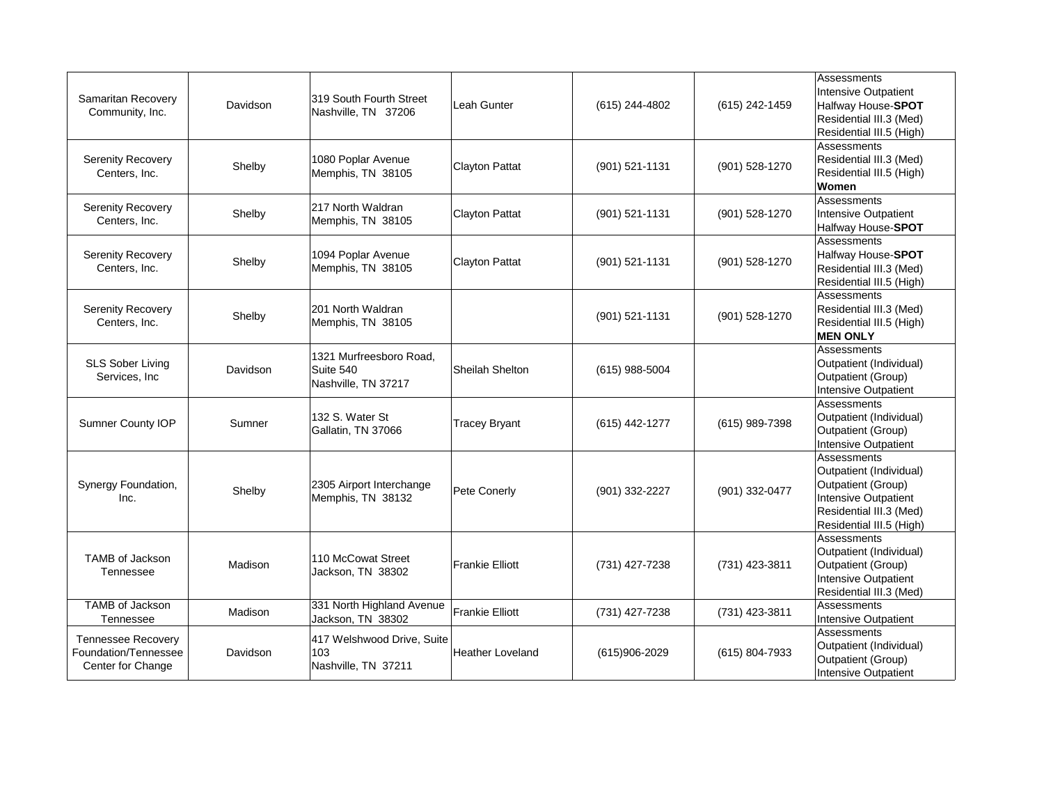| | | | | | | |
|---|---|---|---|---|---|---|
| Samaritan Recovery Community, Inc. | Davidson | 319 South Fourth Street<br>Nashville, TN 37206 | Leah Gunter | (615) 244-4802 | (615) 242-1459 | Assessments<br>Intensive Outpatient<br>Halfway House-**SPOT**<br>Residential III.3 (Med)<br>Residential III.5 (High) |
| Serenity Recovery Centers, Inc. | Shelby | 1080 Poplar Avenue<br>Memphis, TN 38105 | Clayton Pattat | (901) 521-1131 | (901) 528-1270 | Assessments<br>Residential III.3 (Med)<br>Residential III.5 (High)<br>**Women** |
| Serenity Recovery Centers, Inc. | Shelby | 217 North Waldran<br>Memphis, TN 38105 | Clayton Pattat | (901) 521-1131 | (901) 528-1270 | Assessments<br>Intensive Outpatient<br>Halfway House-**SPOT** |
| Serenity Recovery Centers, Inc. | Shelby | 1094 Poplar Avenue<br>Memphis, TN 38105 | Clayton Pattat | (901) 521-1131 | (901) 528-1270 | Assessments<br>Halfway House-**SPOT**<br>Residential III.3 (Med)<br>Residential III.5 (High) |
| Serenity Recovery Centers, Inc. | Shelby | 201 North Waldran<br>Memphis, TN 38105 | | (901) 521-1131 | (901) 528-1270 | Assessments<br>Residential III.3 (Med)<br>Residential III.5 (High)<br>**MEN ONLY** |
| SLS Sober Living Services, Inc | Davidson | 1321 Murfreesboro Road, Suite 540<br>Nashville, TN 37217 | Sheilah Shelton | (615) 988-5004 | | Assessments<br>Outpatient (Individual)<br>Outpatient (Group)<br>Intensive Outpatient |
| Sumner County IOP | Sumner | 132 S. Water St<br>Gallatin, TN 37066 | Tracey Bryant | (615) 442-1277 | (615) 989-7398 | Assessments<br>Outpatient (Individual)<br>Outpatient (Group)<br>Intensive Outpatient |
| Synergy Foundation, Inc. | Shelby | 2305 Airport Interchange<br>Memphis, TN 38132 | Pete Conerly | (901) 332-2227 | (901) 332-0477 | Assessments<br>Outpatient (Individual)<br>Outpatient (Group)<br>Intensive Outpatient<br>Residential III.3 (Med)<br>Residential III.5 (High) |
| TAMB of Jackson Tennessee | Madison | 110 McCowat Street<br>Jackson, TN 38302 | Frankie Elliott | (731) 427-7238 | (731) 423-3811 | Assessments<br>Outpatient (Individual)<br>Outpatient (Group)<br>Intensive Outpatient<br>Residential III.3 (Med) |
| TAMB of Jackson Tennessee | Madison | 331 North Highland Avenue<br>Jackson, TN 38302 | Frankie Elliott | (731) 427-7238 | (731) 423-3811 | Assessments<br>Intensive Outpatient |
| Tennessee Recovery Foundation/Tennessee Center for Change | Davidson | 417 Welshwood Drive, Suite 103<br>Nashville, TN 37211 | Heather Loveland | (615)906-2029 | (615) 804-7933 | Assessments<br>Outpatient (Individual)<br>Outpatient (Group)<br>Intensive Outpatient |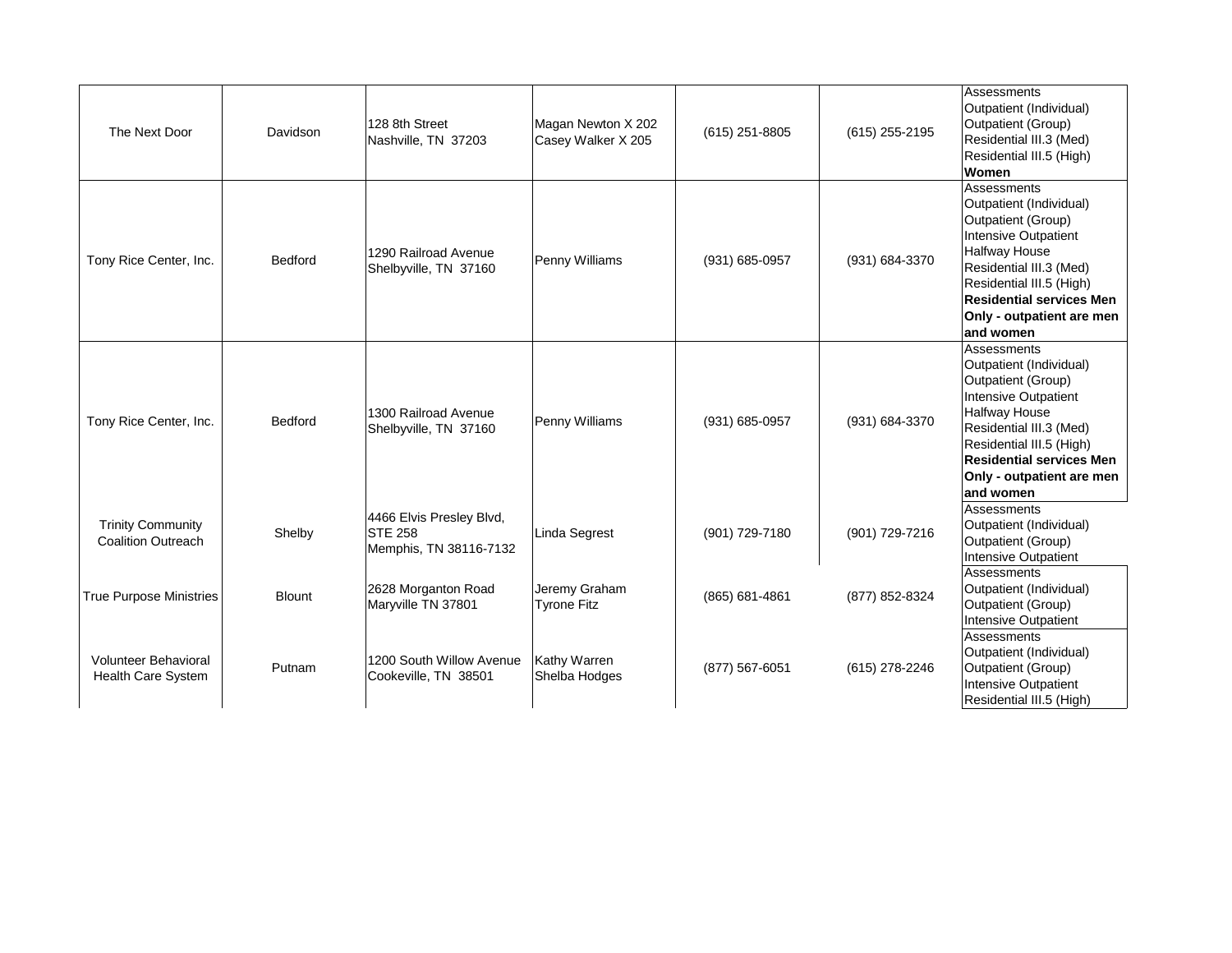| | | | | | | |
|---|---|---|---|---|---|---|
| The Next Door | Davidson | 128 8th Street<br>Nashville, TN 37203 | Magan Newton X 202<br>Casey Walker X 205 | (615) 251-8805 | (615) 255-2195 | Assessments<br>Outpatient (Individual)<br>Outpatient (Group)<br>Residential III.3 (Med)<br>Residential III.5 (High)<br>**Women** |
| Tony Rice Center, Inc. | Bedford | 1290 Railroad Avenue<br>Shelbyville, TN 37160 | Penny Williams | (931) 685-0957 | (931) 684-3370 | Assessments<br>Outpatient (Individual)<br>Outpatient (Group)<br>Intensive Outpatient<br>Halfway House<br>Residential III.3 (Med)<br>Residential III.5 (High)<br>**Residential services Men Only - outpatient are men and women** |
| Tony Rice Center, Inc. | Bedford | 1300 Railroad Avenue<br>Shelbyville, TN 37160 | Penny Williams | (931) 685-0957 | (931) 684-3370 | Assessments<br>Outpatient (Individual)<br>Outpatient (Group)<br>Intensive Outpatient<br>Halfway House<br>Residential III.3 (Med)<br>Residential III.5 (High)<br>**Residential services Men Only - outpatient are men and women** |
| Trinity Community Coalition Outreach | Shelby | 4466 Elvis Presley Blvd, STE 258<br>Memphis, TN 38116-7132 | Linda Segrest | (901) 729-7180 | (901) 729-7216 | Assessments<br>Outpatient (Individual)<br>Outpatient (Group)<br>Intensive Outpatient |
| True Purpose Ministries | Blount | 2628 Morganton Road<br>Maryville TN 37801 | Jeremy Graham<br>Tyrone Fitz | (865) 681-4861 | (877) 852-8324 | Assessments<br>Outpatient (Individual)<br>Outpatient (Group)<br>Intensive Outpatient |
| Volunteer Behavioral Health Care System | Putnam | 1200 South Willow Avenue<br>Cookeville, TN 38501 | Kathy Warren<br>Shelba Hodges | (877) 567-6051 | (615) 278-2246 | Assessments<br>Outpatient (Individual)<br>Outpatient (Group)<br>Intensive Outpatient<br>Residential III.5 (High) |